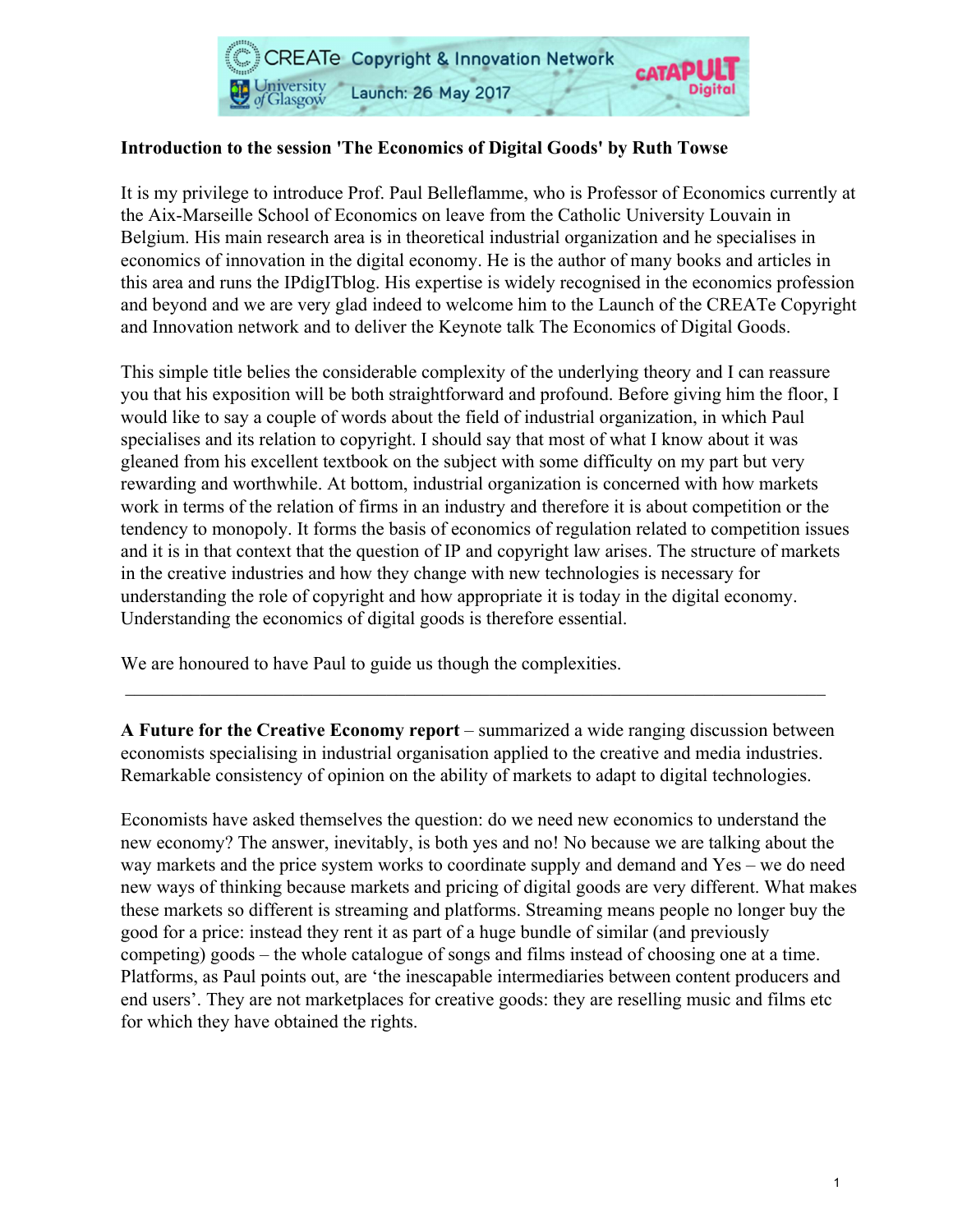**Introduction to the session 'The Economics of Digital Goods' by Ruth Towse**

It is my privilege to introduce Prof. Paul Belleflamme, who is Professor of Economics currently at the Aix-Marseille School of Economics on leave from the Catholic University Louvain in Belgium. His main research area is in theoretical industrial organization and he specialises in economics of innovation in the digital economy. He is the author of many books and articles in this area and runs the IPdigITblog. His expertise is widely recognised in the economics profession and beyond and we are very glad indeed to welcome him to the Launch of the CREATe Copyright and Innovation network and to deliver the Keynote talk The Economics of Digital Goods.

This simple title belies the considerable complexity of the underlying theory and I can reassure you that his exposition will be both straightforward and profound. Before giving him the floor, I would like to say a couple of words about the field of industrial organization, in which Paul specialises and its relation to copyright. I should say that most of what I know about it was gleaned from his excellent textbook on the subject with some difficulty on my part but very rewarding and worthwhile. At bottom, industrial organization is concerned with how markets work in terms of the relation of firms in an industry and therefore it is about competition or the tendency to monopoly. It forms the basis of economics of regulation related to competition issues and it is in that context that the question of IP and copyright law arises. The structure of markets in the creative industries and how they change with new technologies is necessary for understanding the role of copyright and how appropriate it is today in the digital economy. Understanding the economics of digital goods is therefore essential.

We are honoured to have Paul to guide us though the complexities.

---

**A Future for the Creative Economy report** – summarized a wide ranging discussion between economists specialising in industrial organisation applied to the creative and media industries. Remarkable consistency of opinion on the ability of markets to adapt to digital technologies.

Economists have asked themselves the question: do we need new economics to understand the new economy? The answer, inevitably, is both yes and no! No because we are talking about the way markets and the price system works to coordinate supply and demand and Yes – we do need new ways of thinking because markets and pricing of digital goods are very different. What makes these markets so different is streaming and platforms. Streaming means people no longer buy the good for a price: instead they rent it as part of a huge bundle of similar (and previously competing) goods – the whole catalogue of songs and films instead of choosing one at a time. Platforms, as Paul points out, are 'the inescapable intermediaries between content producers and end users'. They are not marketplaces for creative goods: they are reselling music and films etc for which they have obtained the rights.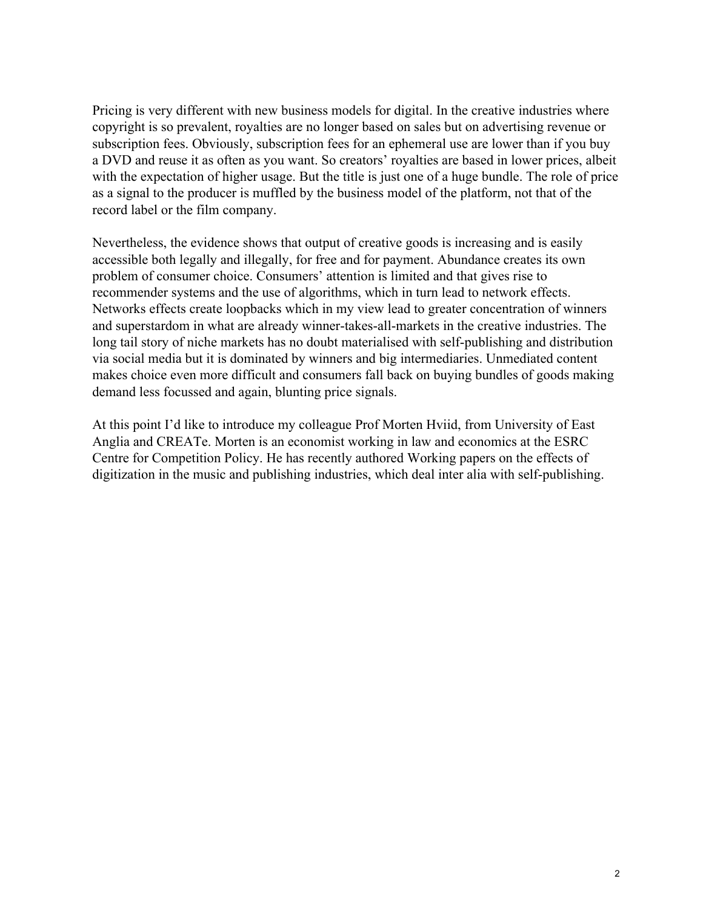Pricing is very different with new business models for digital. In the creative industries where copyright is so prevalent, royalties are no longer based on sales but on advertising revenue or subscription fees. Obviously, subscription fees for an ephemeral use are lower than if you buy a DVD and reuse it as often as you want. So creators' royalties are based in lower prices, albeit with the expectation of higher usage. But the title is just one of a huge bundle. The role of price as a signal to the producer is muffled by the business model of the platform, not that of the record label or the film company.

Nevertheless, the evidence shows that output of creative goods is increasing and is easily accessible both legally and illegally, for free and for payment. Abundance creates its own problem of consumer choice. Consumers' attention is limited and that gives rise to recommender systems and the use of algorithms, which in turn lead to network effects. Networks effects create loopbacks which in my view lead to greater concentration of winners and superstardom in what are already winner-takes-all-markets in the creative industries. The long tail story of niche markets has no doubt materialised with self-publishing and distribution via social media but it is dominated by winners and big intermediaries. Unmediated content makes choice even more difficult and consumers fall back on buying bundles of goods making demand less focussed and again, blunting price signals.

At this point I'd like to introduce my colleague Prof Morten Hviid, from University of East Anglia and CREATe. Morten is an economist working in law and economics at the ESRC Centre for Competition Policy. He has recently authored Working papers on the effects of digitization in the music and publishing industries, which deal inter alia with self-publishing.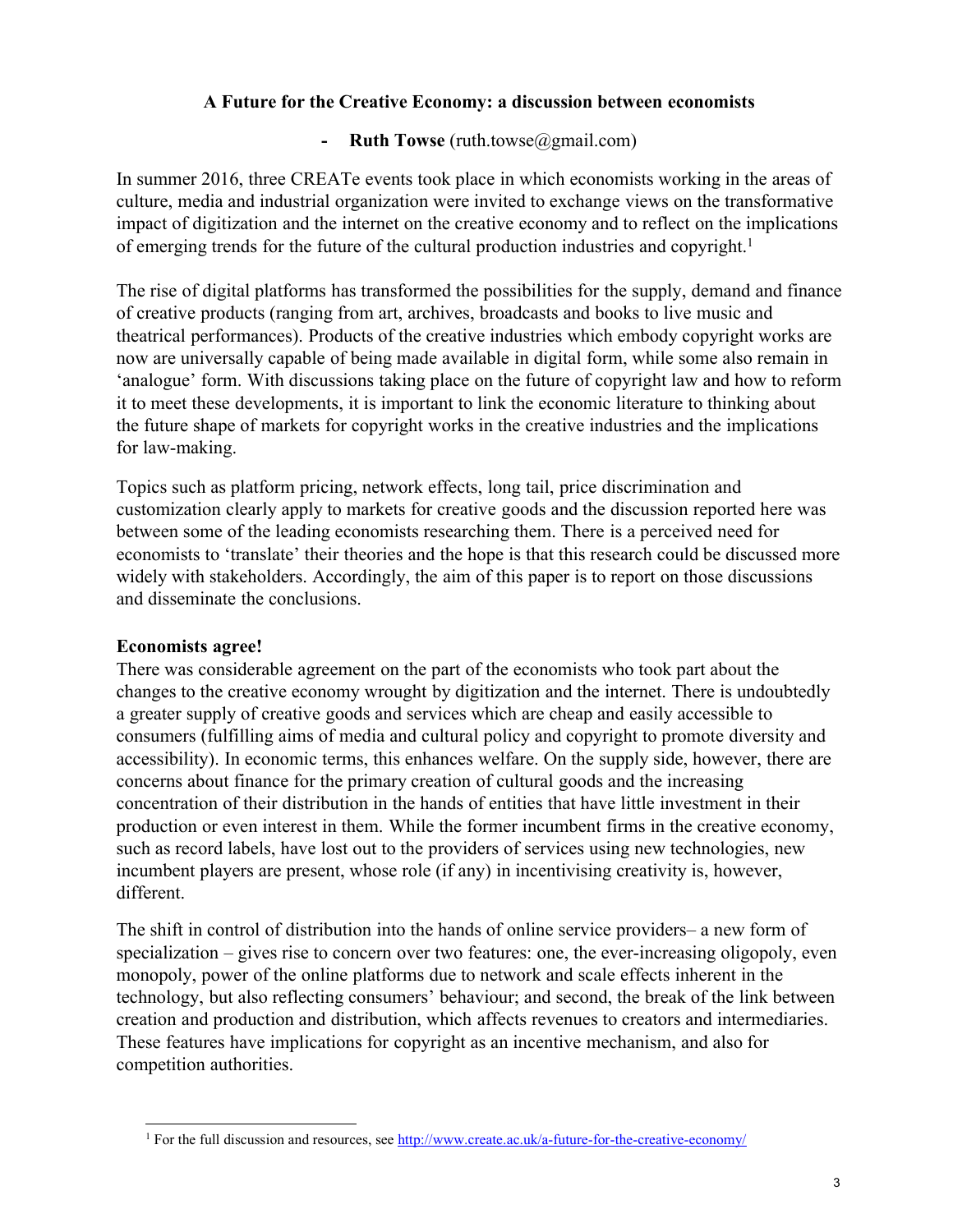**A Future for the Creative Economy: a discussion between economists**

- **Ruth Towse** (ruth.towse@gmail.com)

In summer 2016, three CREATe events took place in which economists working in the areas of culture, media and industrial organization were invited to exchange views on the transformative impact of digitization and the internet on the creative economy and to reflect on the implications of emerging trends for the future of the cultural production industries and copyright.[1]

The rise of digital platforms has transformed the possibilities for the supply, demand and finance of creative products (ranging from art, archives, broadcasts and books to live music and theatrical performances). Products of the creative industries which embody copyright works are now are universally capable of being made available in digital form, while some also remain in 'analogue' form. With discussions taking place on the future of copyright law and how to reform it to meet these developments, it is important to link the economic literature to thinking about the future shape of markets for copyright works in the creative industries and the implications for law-making.

Topics such as platform pricing, network effects, long tail, price discrimination and customization clearly apply to markets for creative goods and the discussion reported here was between some of the leading economists researching them. There is a perceived need for economists to 'translate' their theories and the hope is that this research could be discussed more widely with stakeholders. Accordingly, the aim of this paper is to report on those discussions and disseminate the conclusions.

**Economists agree!**

There was considerable agreement on the part of the economists who took part about the changes to the creative economy wrought by digitization and the internet. There is undoubtedly a greater supply of creative goods and services which are cheap and easily accessible to consumers (fulfilling aims of media and cultural policy and copyright to promote diversity and accessibility). In economic terms, this enhances welfare. On the supply side, however, there are concerns about finance for the primary creation of cultural goods and the increasing concentration of their distribution in the hands of entities that have little investment in their production or even interest in them. While the former incumbent firms in the creative economy, such as record labels, have lost out to the providers of services using new technologies, new incumbent players are present, whose role (if any) in incentivising creativity is, however, different.

The shift in control of distribution into the hands of online service providers– a new form of specialization – gives rise to concern over two features: one, the ever-increasing oligopoly, even monopoly, power of the online platforms due to network and scale effects inherent in the technology, but also reflecting consumers' behaviour; and second, the break of the link between creation and production and distribution, which affects revenues to creators and intermediaries. These features have implications for copyright as an incentive mechanism, and also for competition authorities.

[1] For the full discussion and resources, see http://www.create.ac.uk/a-future-for-the-creative-economy/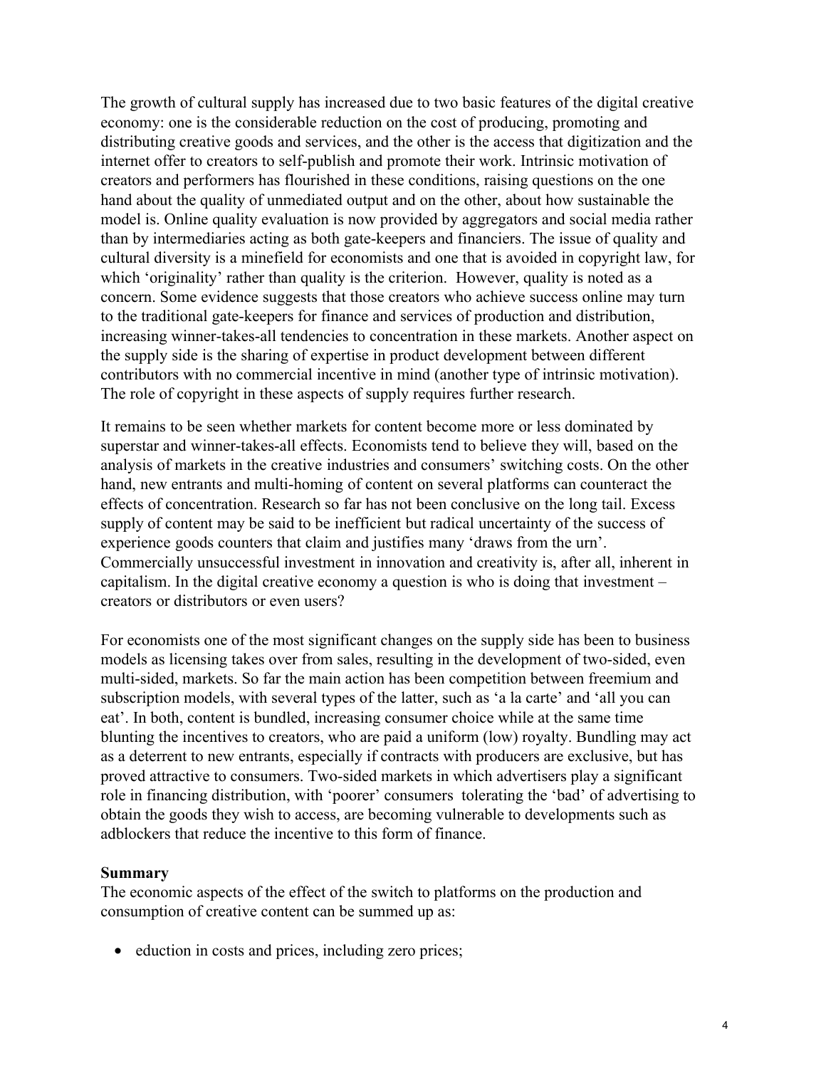The growth of cultural supply has increased due to two basic features of the digital creative economy: one is the considerable reduction on the cost of producing, promoting and distributing creative goods and services, and the other is the access that digitization and the internet offer to creators to self-publish and promote their work. Intrinsic motivation of creators and performers has flourished in these conditions, raising questions on the one hand about the quality of unmediated output and on the other, about how sustainable the model is. Online quality evaluation is now provided by aggregators and social media rather than by intermediaries acting as both gate-keepers and financiers. The issue of quality and cultural diversity is a minefield for economists and one that is avoided in copyright law, for which 'originality' rather than quality is the criterion. However, quality is noted as a concern. Some evidence suggests that those creators who achieve success online may turn to the traditional gate-keepers for finance and services of production and distribution, increasing winner-takes-all tendencies to concentration in these markets. Another aspect on the supply side is the sharing of expertise in product development between different contributors with no commercial incentive in mind (another type of intrinsic motivation). The role of copyright in these aspects of supply requires further research.

It remains to be seen whether markets for content become more or less dominated by superstar and winner-takes-all effects. Economists tend to believe they will, based on the analysis of markets in the creative industries and consumers' switching costs. On the other hand, new entrants and multi-homing of content on several platforms can counteract the effects of concentration. Research so far has not been conclusive on the long tail. Excess supply of content may be said to be inefficient but radical uncertainty of the success of experience goods counters that claim and justifies many 'draws from the urn'. Commercially unsuccessful investment in innovation and creativity is, after all, inherent in capitalism. In the digital creative economy a question is who is doing that investment – creators or distributors or even users?

For economists one of the most significant changes on the supply side has been to business models as licensing takes over from sales, resulting in the development of two-sided, even multi-sided, markets. So far the main action has been competition between freemium and subscription models, with several types of the latter, such as 'a la carte' and 'all you can eat'. In both, content is bundled, increasing consumer choice while at the same time blunting the incentives to creators, who are paid a uniform (low) royalty. Bundling may act as a deterrent to new entrants, especially if contracts with producers are exclusive, but has proved attractive to consumers. Two-sided markets in which advertisers play a significant role in financing distribution, with 'poorer' consumers tolerating the 'bad' of advertising to obtain the goods they wish to access, are becoming vulnerable to developments such as adblockers that reduce the incentive to this form of finance.

**Summary**

The economic aspects of the effect of the switch to platforms on the production and consumption of creative content can be summed up as:

- eduction in costs and prices, including zero prices;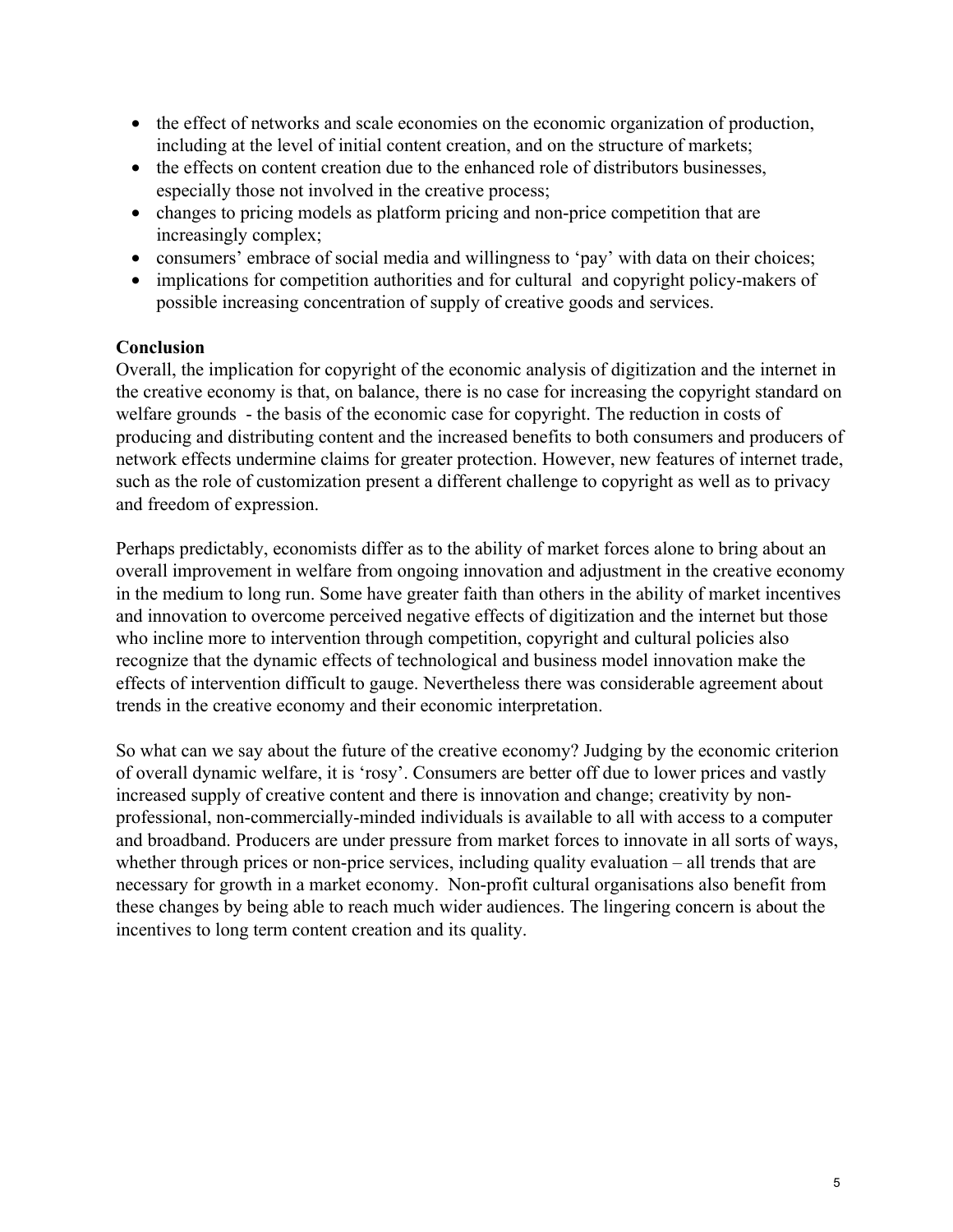- the effect of networks and scale economies on the economic organization of production, including at the level of initial content creation, and on the structure of markets;
- the effects on content creation due to the enhanced role of distributors businesses, especially those not involved in the creative process;
- changes to pricing models as platform pricing and non-price competition that are increasingly complex;
- consumers' embrace of social media and willingness to 'pay' with data on their choices;
- implications for competition authorities and for cultural and copyright policy-makers of possible increasing concentration of supply of creative goods and services.

**Conclusion**

Overall, the implication for copyright of the economic analysis of digitization and the internet in the creative economy is that, on balance, there is no case for increasing the copyright standard on welfare grounds - the basis of the economic case for copyright. The reduction in costs of producing and distributing content and the increased benefits to both consumers and producers of network effects undermine claims for greater protection. However, new features of internet trade, such as the role of customization present a different challenge to copyright as well as to privacy and freedom of expression.

Perhaps predictably, economists differ as to the ability of market forces alone to bring about an overall improvement in welfare from ongoing innovation and adjustment in the creative economy in the medium to long run. Some have greater faith than others in the ability of market incentives and innovation to overcome perceived negative effects of digitization and the internet but those who incline more to intervention through competition, copyright and cultural policies also recognize that the dynamic effects of technological and business model innovation make the effects of intervention difficult to gauge. Nevertheless there was considerable agreement about trends in the creative economy and their economic interpretation.

So what can we say about the future of the creative economy? Judging by the economic criterion of overall dynamic welfare, it is 'rosy'. Consumers are better off due to lower prices and vastly increased supply of creative content and there is innovation and change; creativity by non-professional, non-commercially-minded individuals is available to all with access to a computer and broadband. Producers are under pressure from market forces to innovate in all sorts of ways, whether through prices or non-price services, including quality evaluation – all trends that are necessary for growth in a market economy. Non-profit cultural organisations also benefit from these changes by being able to reach much wider audiences. The lingering concern is about the incentives to long term content creation and its quality.